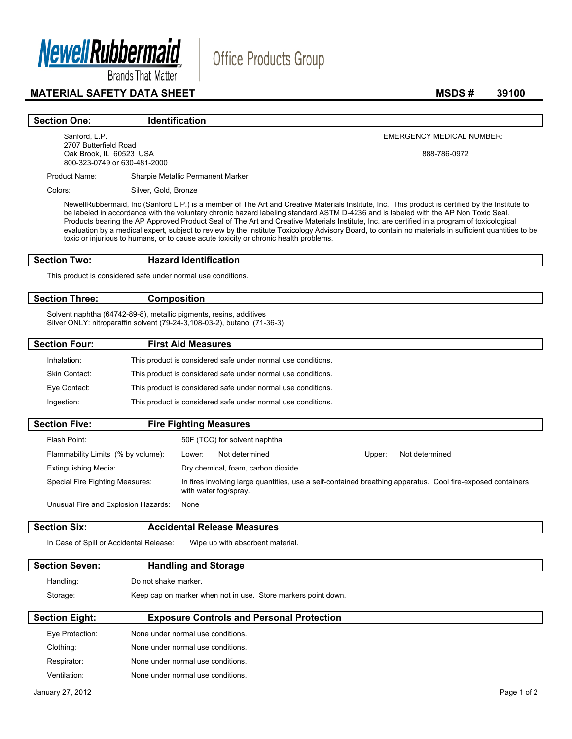**NewellRubbermaid** Brands That Matter | Office Products Group

# MATERIAL SAFETY DATA SHEET

**MSDS # 39100**

## Section One: Identification

Sanford, L.P.
2707 Butterfield Road
Oak Brook, IL 60523 USA
800-323-0749 or 630-481-2000

EMERGENCY MEDICAL NUMBER:

888-786-0972

Product Name: Sharpie Metallic Permanent Marker

Colors: Silver, Gold, Bronze

NewellRubbermaid, Inc (Sanford L.P.) is a member of The Art and Creative Materials Institute, Inc. This product is certified by the Institute to be labeled in accordance with the voluntary chronic hazard labeling standard ASTM D-4236 and is labeled with the AP Non Toxic Seal. Products bearing the AP Approved Product Seal of The Art and Creative Materials Institute, Inc. are certified in a program of toxicological evaluation by a medical expert, subject to review by the Institute Toxicology Advisory Board, to contain no materials in sufficient quantities to be toxic or injurious to humans, or to cause acute toxicity or chronic health problems.

## Section Two: Hazard Identification

This product is considered safe under normal use conditions.

## Section Three: Composition

Solvent naphtha (64742-89-8), metallic pigments, resins, additives
Silver ONLY: nitroparaffin solvent (79-24-3,108-03-2), butanol (71-36-3)

## Section Four: First Aid Measures

Inhalation: This product is considered safe under normal use conditions.

Skin Contact: This product is considered safe under normal use conditions.

Eye Contact: This product is considered safe under normal use conditions.

Ingestion: This product is considered safe under normal use conditions.

## Section Five: Fire Fighting Measures

Flash Point: 50F (TCC) for solvent naphtha

Flammability Limits (% by volume): Lower: Not determined Upper: Not determined

Extinguishing Media: Dry chemical, foam, carbon dioxide

Special Fire Fighting Measures: In fires involving large quantities, use a self-contained breathing apparatus. Cool fire-exposed containers with water fog/spray.

Unusual Fire and Explosion Hazards: None

## Section Six: Accidental Release Measures

In Case of Spill or Accidental Release: Wipe up with absorbent material.

## Section Seven: Handling and Storage

Handling: Do not shake marker.

Storage: Keep cap on marker when not in use. Store markers point down.

## Section Eight: Exposure Controls and Personal Protection

Eye Protection: None under normal use conditions.

Clothing: None under normal use conditions.

Respirator: None under normal use conditions.

Ventilation: None under normal use conditions.

January 27, 2012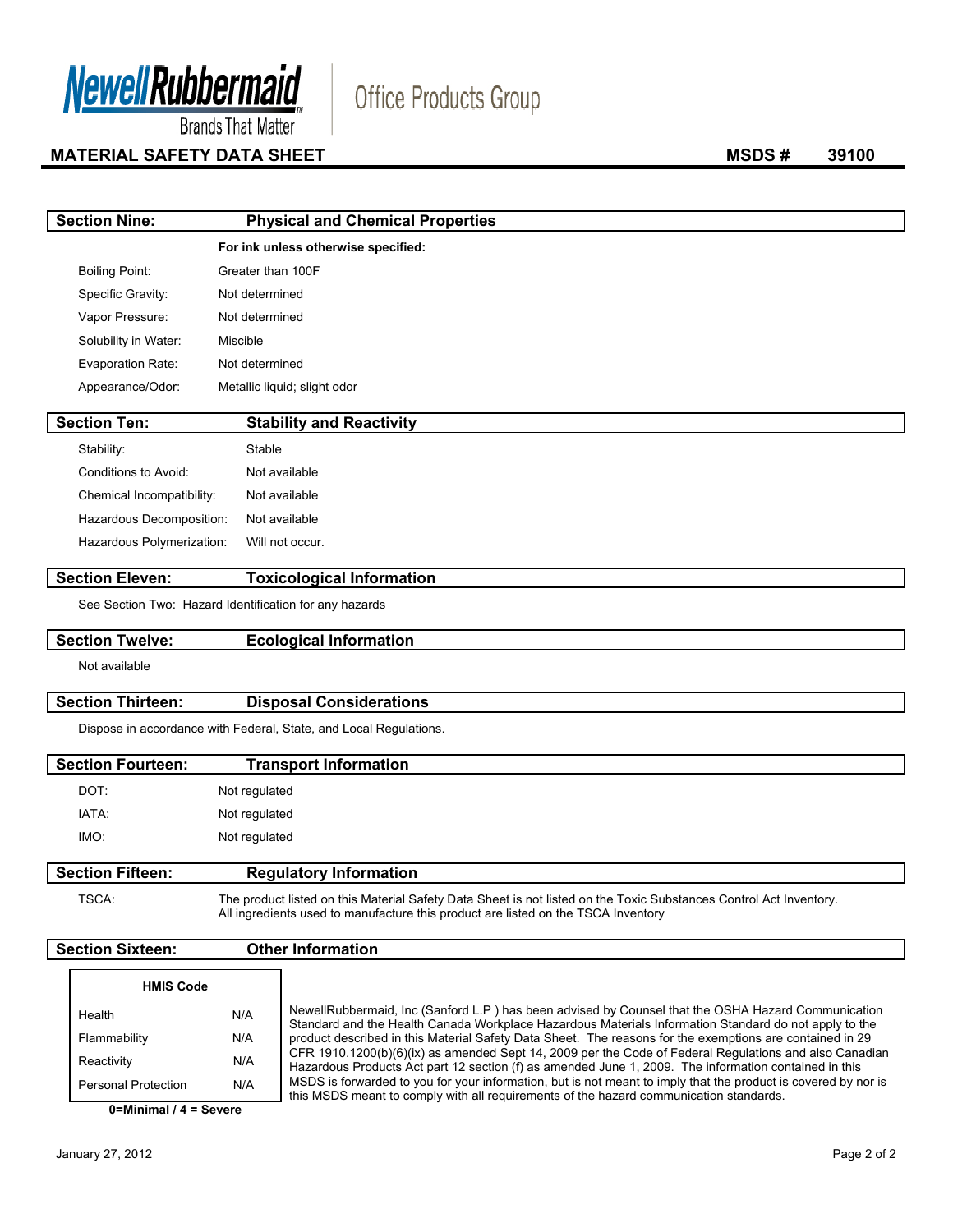NewellRubbermaid
Brands That Matter

Office Products Group

**MATERIAL SAFETY DATA SHEET** **MSDS # 39100**

## Section Nine: Physical and Chemical Properties

**For ink unless otherwise specified:**

| | |
|---|---|
| Boiling Point: | Greater than 100F |
| Specific Gravity: | Not determined |
| Vapor Pressure: | Not determined |
| Solubility in Water: | Miscible |
| Evaporation Rate: | Not determined |
| Appearance/Odor: | Metallic liquid; slight odor |

## Section Ten: Stability and Reactivity

| | |
|---|---|
| Stability: | Stable |
| Conditions to Avoid: | Not available |
| Chemical Incompatibility: | Not available |
| Hazardous Decomposition: | Not available |
| Hazardous Polymerization: | Will not occur. |

## Section Eleven: Toxicological Information

See Section Two: Hazard Identification for any hazards

## Section Twelve: Ecological Information

Not available

## Section Thirteen: Disposal Considerations

Dispose in accordance with Federal, State, and Local Regulations.

## Section Fourteen: Transport Information

| | |
|---|---|
| DOT: | Not regulated |
| IATA: | Not regulated |
| IMO: | Not regulated |

## Section Fifteen: Regulatory Information

TSCA: The product listed on this Material Safety Data Sheet is not listed on the Toxic Substances Control Act Inventory. All ingredients used to manufacture this product are listed on the TSCA Inventory

## Section Sixteen: Other Information

| HMIS Code | |
|---|---|
| Health | N/A |
| Flammability | N/A |
| Reactivity | N/A |
| Personal Protection | N/A |

**0=Minimal / 4 = Severe**

NewellRubbermaid, Inc (Sanford L.P ) has been advised by Counsel that the OSHA Hazard Communication Standard and the Health Canada Workplace Hazardous Materials Information Standard do not apply to the product described in this Material Safety Data Sheet. The reasons for the exemptions are contained in 29 CFR 1910.1200(b)(6)(ix) as amended Sept 14, 2009 per the Code of Federal Regulations and also Canadian Hazardous Products Act part 12 section (f) as amended June 1, 2009. The information contained in this MSDS is forwarded to you for your information, but is not meant to imply that the product is covered by nor is this MSDS meant to comply with all requirements of the hazard communication standards.

January 27, 2012